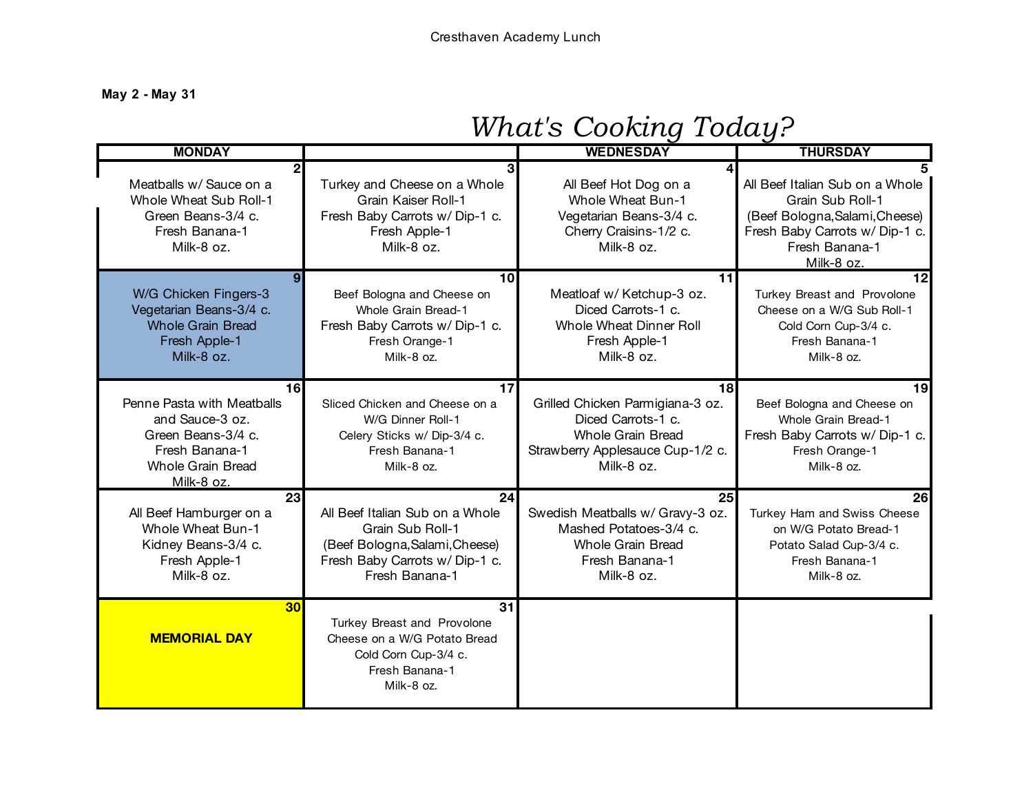Cresthaven Academy Lunch

**May 2 - May 31**

# *What's Cooking Today?*

| MONDAY | | WEDNESDAY | THURSDAY |
|---|---|---|---|
| **2**<br>Meatballs w/ Sauce on a Whole Wheat Sub Roll-1<br>Green Beans-3/4 c.<br>Fresh Banana-1<br>Milk-8 oz. | **3**<br>Turkey and Cheese on a Whole Grain Kaiser Roll-1<br>Fresh Baby Carrots w/ Dip-1 c.<br>Fresh Apple-1<br>Milk-8 oz. | **4**<br>All Beef Hot Dog on a Whole Wheat Bun-1<br>Vegetarian Beans-3/4 c.<br>Cherry Craisins-1/2 c.<br>Milk-8 oz. | **5**<br>All Beef Italian Sub on a Whole Grain Sub Roll-1<br>(Beef Bologna,Salami,Cheese)<br>Fresh Baby Carrots w/ Dip-1 c.<br>Fresh Banana-1<br>Milk-8 oz. |
| **9**<br>W/G Chicken Fingers-3<br>Vegetarian Beans-3/4 c.<br>Whole Grain Bread<br>Fresh Apple-1<br>Milk-8 oz. | **10**<br>Beef Bologna and Cheese on Whole Grain Bread-1<br>Fresh Baby Carrots w/ Dip-1 c.<br>Fresh Orange-1<br>Milk-8 oz. | **11**<br>Meatloaf w/ Ketchup-3 oz.<br>Diced Carrots-1 c.<br>Whole Wheat Dinner Roll<br>Fresh Apple-1<br>Milk-8 oz. | **12**<br>Turkey Breast and Provolone Cheese on a W/G Sub Roll-1<br>Cold Corn Cup-3/4 c.<br>Fresh Banana-1<br>Milk-8 oz. |
| **16**<br>Penne Pasta with Meatballs and Sauce-3 oz.<br>Green Beans-3/4 c.<br>Fresh Banana-1<br>Whole Grain Bread<br>Milk-8 oz. | **17**<br>Sliced Chicken and Cheese on a W/G Dinner Roll-1<br>Celery Sticks w/ Dip-3/4 c.<br>Fresh Banana-1<br>Milk-8 oz. | **18**<br>Grilled Chicken Parmigiana-3 oz.<br>Diced Carrots-1 c.<br>Whole Grain Bread<br>Strawberry Applesauce Cup-1/2 c.<br>Milk-8 oz. | **19**<br>Beef Bologna and Cheese on Whole Grain Bread-1<br>Fresh Baby Carrots w/ Dip-1 c.<br>Fresh Orange-1<br>Milk-8 oz. |
| **23**<br>All Beef Hamburger on a Whole Wheat Bun-1<br>Kidney Beans-3/4 c.<br>Fresh Apple-1<br>Milk-8 oz. | **24**<br>All Beef Italian Sub on a Whole Grain Sub Roll-1<br>(Beef Bologna,Salami,Cheese)<br>Fresh Baby Carrots w/ Dip-1 c.<br>Fresh Banana-1 | **25**<br>Swedish Meatballs w/ Gravy-3 oz.<br>Mashed Potatoes-3/4 c.<br>Whole Grain Bread<br>Fresh Banana-1<br>Milk-8 oz. | **26**<br>Turkey Ham and Swiss Cheese on W/G Potato Bread-1<br>Potato Salad Cup-3/4 c.<br>Fresh Banana-1<br>Milk-8 oz. |
| **30**<br>**MEMORIAL DAY** | **31**<br>Turkey Breast and Provolone Cheese on a W/G Potato Bread<br>Cold Corn Cup-3/4 c.<br>Fresh Banana-1<br>Milk-8 oz. | | |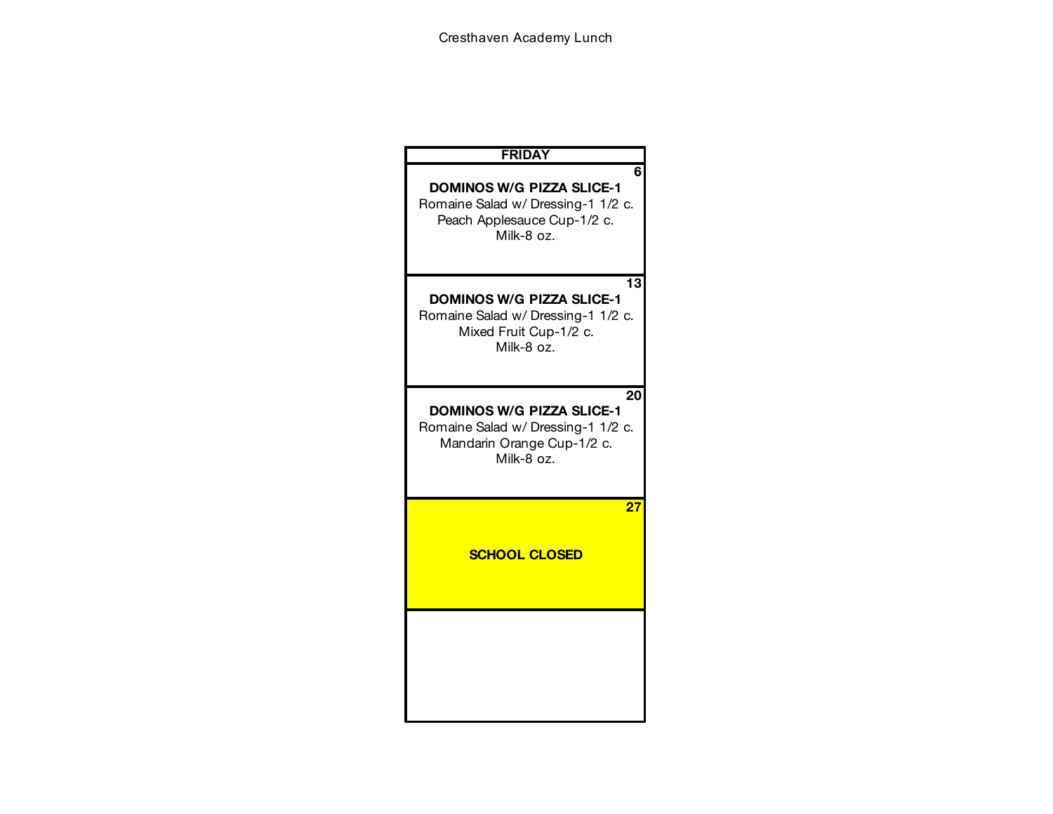Cresthaven Academy Lunch

| FRIDAY |
| --- |
| 6<br>**DOMINOS W/G PIZZA SLICE-1**<br>Romaine Salad w/ Dressing-1 1/2 c.<br>Peach Applesauce Cup-1/2 c.<br>Milk-8 oz. |
| 13<br>**DOMINOS W/G PIZZA SLICE-1**<br>Romaine Salad w/ Dressing-1 1/2 c.<br>Mixed Fruit Cup-1/2 c.<br>Milk-8 oz. |
| 20<br>**DOMINOS W/G PIZZA SLICE-1**<br>Romaine Salad w/ Dressing-1 1/2 c.<br>Mandarin Orange Cup-1/2 c.<br>Milk-8 oz. |
| 27<br>**SCHOOL CLOSED** |
| |